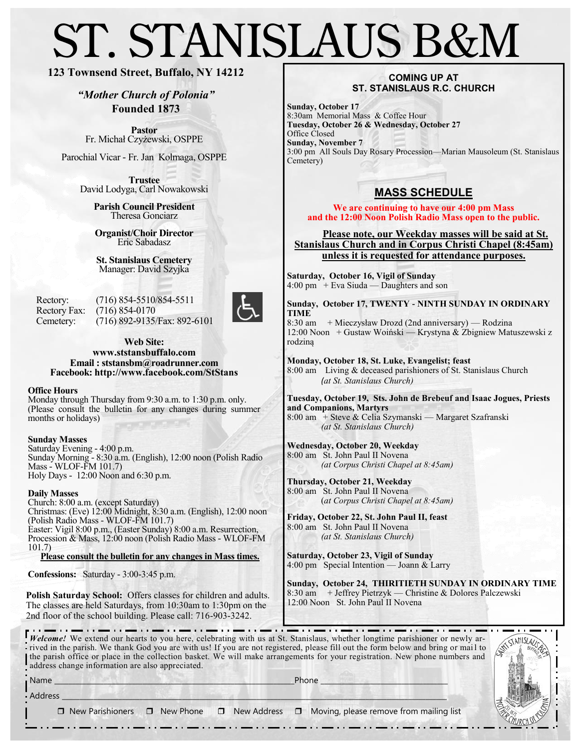# ST. STANISLAUS B&M

**123 Townsend Street, Buffalo, NY 14212**

***"Mother Church of Polonia"***
**Founded 1873**

**Pastor**
Fr. Michał Czyżewski, OSPPE

Parochial Vicar - Fr. Jan Kolmaga, OSPPE

**Trustee**
David Lodyga, Carl Nowakowski

**Parish Council President**
Theresa Gonciarz

**Organist/Choir Director**
Eric Sabadasz

**St. Stanislaus Cemetery**
Manager: David Szyjka

Rectory: (716) 854-5510/854-5511
Rectory Fax: (716) 854-0170
Cemetery: (716) 892-9135/Fax: 892-6101

**Web Site:**
**www.ststansbuffalo.com**
**Email : ststansbm@roadrunner.com**
**Facebook: http://www.facebook.com/StStans**

**Office Hours**
Monday through Thursday from 9:30 a.m. to 1:30 p.m. only. (Please consult the bulletin for any changes during summer months or holidays)

**Sunday Masses**
Saturday Evening - 4:00 p.m.
Sunday Morning - 8:30 a.m. (English), 12:00 noon (Polish Radio Mass - WLOF-FM 101.7)
Holy Days - 12:00 Noon and 6:30 p.m.

**Daily Masses**
Church: 8:00 a.m. (except Saturday)
Christmas: (Eve) 12:00 Midnight, 8:30 a.m. (English), 12:00 noon (Polish Radio Mass - WLOF-FM 101.7)
Easter: Vigil 8:00 p.m., (Easter Sunday) 8:00 a.m. Resurrection, Procession & Mass, 12:00 noon (Polish Radio Mass - WLOF-FM 101.7)

**Please consult the bulletin for any changes in Mass times.**

**Confessions:** Saturday - 3:00-3:45 p.m.

**Polish Saturday School:** Offers classes for children and adults. The classes are held Saturdays, from 10:30am to 1:30pm on the 2nd floor of the school building. Please call: 716-903-3242.

## COMING UP AT ST. STANISLAUS R.C. CHURCH

**Sunday, October 17**
8:30am Memorial Mass & Coffee Hour
**Tuesday, October 26 & Wednesday, October 27**
Office Closed
**Sunday, November 7**
3:00 pm All Souls Day Rosary Procession—Marian Mausoleum (St. Stanislaus Cemetery)

## MASS SCHEDULE

**We are continuing to have our 4:00 pm Mass and the 12:00 Noon Polish Radio Mass open to the public.**

**Please note, our Weekday masses will be said at St. Stanislaus Church and in Corpus Christi Chapel (8:45am) unless it is requested for attendance purposes.**

**Saturday, October 16, Vigil of Sunday**
4:00 pm + Eva Siuda — Daughters and son

**Sunday, October 17, TWENTY - NINTH SUNDAY IN ORDINARY TIME**
8:30 am + Mieczysław Drozd (2nd anniversary) — Rodzina
12:00 Noon + Gustaw Woiński — Krystyna & Zbigniew Matuszewski z rodziną

**Monday, October 18, St. Luke, Evangelist; feast**
8:00 am Living & deceased parishioners of St. Stanislaus Church
*(at St. Stanislaus Church)*

**Tuesday, October 19, Sts. John de Brebeuf and Isaac Jogues, Priests and Companions, Martyrs**
8:00 am + Steve & Celia Szymanski — Margaret Szafranski
*(at St. Stanislaus Church)*

**Wednesday, October 20, Weekday**
8:00 am St. John Paul II Novena
*(at Corpus Christi Chapel at 8:45am)*

**Thursday, October 21, Weekday**
8:00 am St. John Paul II Novena
*(at Corpus Christi Chapel at 8:45am)*

**Friday, October 22, St. John Paul II, feast**
8:00 am St. John Paul II Novena
*(at St. Stanislaus Church)*

**Saturday, October 23, Vigil of Sunday**
4:00 pm Special Intention — Joann & Larry

**Sunday, October 24, THIRITIETH SUNDAY IN ORDINARY TIME**
8:30 am + Jeffrey Pietrzyk — Christine & Dolores Palczewski
12:00 Noon St. John Paul II Novena

---

***Welcome!*** We extend our hearts to you here, celebrating with us at St. Stanislaus, whether longtime parishioner or newly arrived in the parish. We thank God you are with us! If you are not registered, please fill out the form below and bring or mail to the parish office or place in the collection basket. We will make arrangements for your registration. New phone numbers and address change information are also appreciated.

Name ______________________________ Phone ______________________

Address ______________________________________________________

☐ New Parishioners ☐ New Phone ☐ New Address ☐ Moving, please remove from mailing list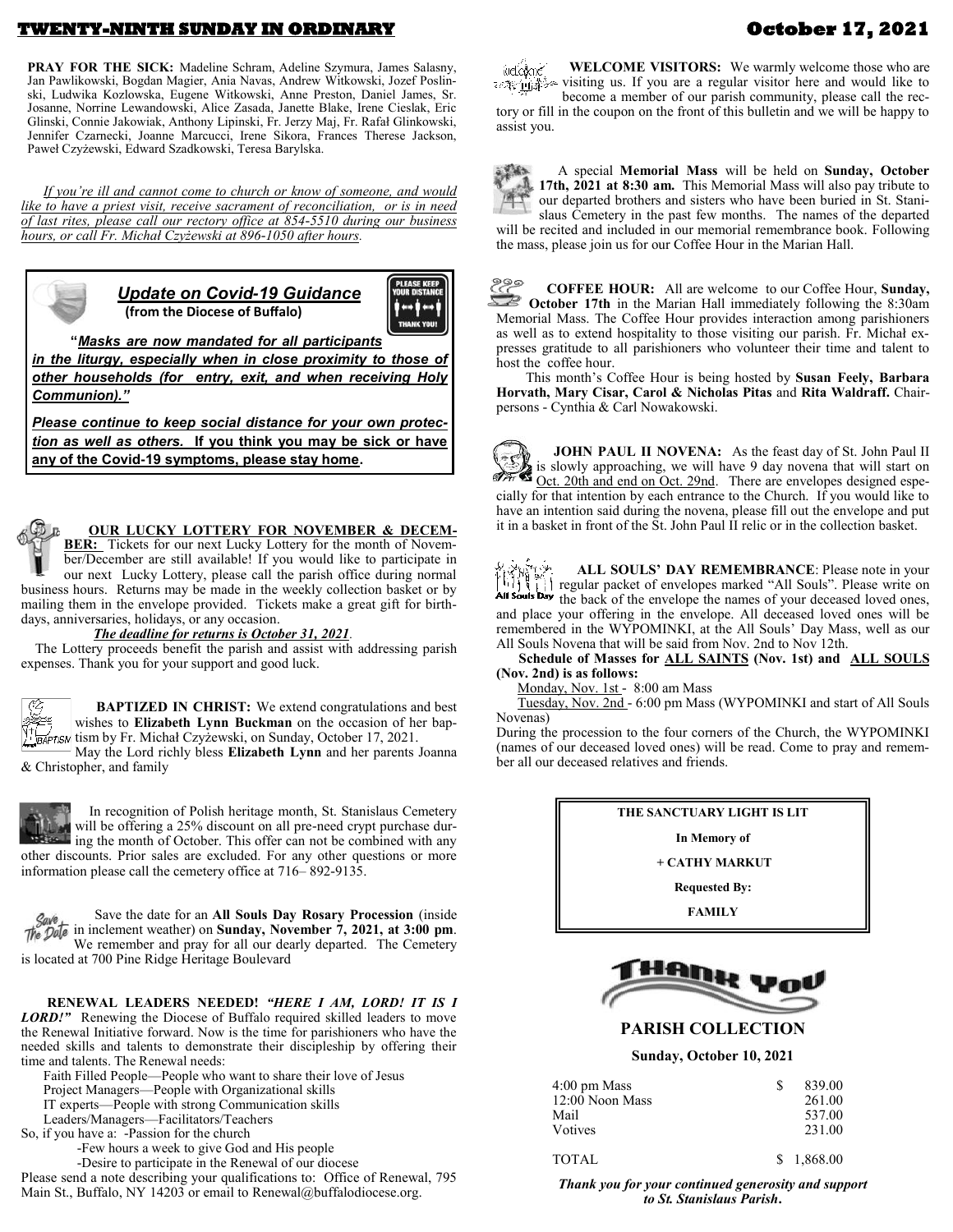# TWENTY-NINTH SUNDAY IN ORDINARY

**October 17, 2021**

**PRAY FOR THE SICK:** Madeline Schram, Adeline Szymura, James Salasny, Jan Pawlikowski, Bogdan Magier, Ania Navas, Andrew Witkowski, Jozef Poslinski, Ludwika Kozlowska, Eugene Witkowski, Anne Preston, Daniel James, Sr. Josanne, Norrine Lewandowski, Alice Zasada, Janette Blake, Irene Cieslak, Eric Glinski, Connie Jakowiak, Anthony Lipinski, Fr. Jerzy Maj, Fr. Rafał Glinkowski, Jennifer Czarnecki, Joanne Marcucci, Irene Sikora, Frances Therese Jackson, Paweł Czyżewski, Edward Szadkowski, Teresa Barylska.

*If you're ill and cannot come to church or know of someone, and would like to have a priest visit, receive sacrament of reconciliation, or is in need of last rites, please call our rectory office at 854-5510 during our business hours, or call Fr. Michał Czyżewski at 896-1050 after hours.*

## *Update on Covid-19 Guidance*
**(from the Diocese of Buffalo)**

***"Masks are now mandated for all participants in the liturgy, especially when in close proximity to those of other households (for entry, exit, and when receiving Holy Communion)."***

***Please continue to keep social distance for your own protection as well as others.*** **If you think you may be sick or have any of the Covid-19 symptoms, please stay home.**

**OUR LUCKY LOTTERY FOR NOVEMBER & DECEMBER:** Tickets for our next Lucky Lottery for the month of November/December are still available! If you would like to participate in our next Lucky Lottery, please call the parish office during normal business hours. Returns may be made in the weekly collection basket or by mailing them in the envelope provided. Tickets make a great gift for birthdays, anniversaries, holidays, or any occasion.

***The deadline for returns is October 31, 2021***.

The Lottery proceeds benefit the parish and assist with addressing parish expenses. Thank you for your support and good luck.

**BAPTIZED IN CHRIST:** We extend congratulations and best wishes to **Elizabeth Lynn Buckman** on the occasion of her baptism by Fr. Michał Czyżewski, on Sunday, October 17, 2021.

May the Lord richly bless **Elizabeth Lynn** and her parents Joanna & Christopher, and family

In recognition of Polish heritage month, St. Stanislaus Cemetery will be offering a 25% discount on all pre-need crypt purchase during the month of October. This offer can not be combined with any other discounts. Prior sales are excluded. For any other questions or more information please call the cemetery office at 716– 892-9135.

Save the date for an **All Souls Day Rosary Procession** (inside in inclement weather) on **Sunday, November 7, 2021, at 3:00 pm**. We remember and pray for all our dearly departed. The Cemetery is located at 700 Pine Ridge Heritage Boulevard

**RENEWAL LEADERS NEEDED!** ***"HERE I AM, LORD! IT IS I LORD!"*** Renewing the Diocese of Buffalo required skilled leaders to move the Renewal Initiative forward. Now is the time for parishioners who have the needed skills and talents to demonstrate their discipleship by offering their time and talents. The Renewal needs:

Faith Filled People—People who want to share their love of Jesus
Project Managers—People with Organizational skills
IT experts—People with strong Communication skills
Leaders/Managers—Facilitators/Teachers

So, if you have a: -Passion for the church
-Few hours a week to give God and His people
-Desire to participate in the Renewal of our diocese

Please send a note describing your qualifications to: Office of Renewal, 795 Main St., Buffalo, NY 14203 or email to Renewal@buffalodiocese.org.

**WELCOME VISITORS:** We warmly welcome those who are visiting us. If you are a regular visitor here and would like to become a member of our parish community, please call the rectory or fill in the coupon on the front of this bulletin and we will be happy to assist you.

A special **Memorial Mass** will be held on **Sunday, October 17th, 2021 at 8:30 am.** This Memorial Mass will also pay tribute to our departed brothers and sisters who have been buried in St. Stanislaus Cemetery in the past few months. The names of the departed will be recited and included in our memorial remembrance book. Following the mass, please join us for our Coffee Hour in the Marian Hall.

**COFFEE HOUR:** All are welcome to our Coffee Hour, **Sunday, October 17th** in the Marian Hall immediately following the 8:30am Memorial Mass. The Coffee Hour provides interaction among parishioners as well as to extend hospitality to those visiting our parish. Fr. Michał expresses gratitude to all parishioners who volunteer their time and talent to host the coffee hour.

This month's Coffee Hour is being hosted by **Susan Feely, Barbara Horvath, Mary Cisar, Carol & Nicholas Pitas** and **Rita Waldraff.** Chairpersons - Cynthia & Carl Nowakowski.

**JOHN PAUL II NOVENA:** As the feast day of St. John Paul II is slowly approaching, we will have 9 day novena that will start on Oct. 20th and end on Oct. 29nd. There are envelopes designed especially for that intention by each entrance to the Church. If you would like to have an intention said during the novena, please fill out the envelope and put it in a basket in front of the St. John Paul II relic or in the collection basket.

**ALL SOULS' DAY REMEMBRANCE**: Please note in your regular packet of envelopes marked "All Souls". Please write on the back of the envelope the names of your deceased loved ones, and place your offering in the envelope. All deceased loved ones will be remembered in the WYPOMINKI, at the All Souls' Day Mass, well as our All Souls Novena that will be said from Nov. 2nd to Nov 12th.

**Schedule of Masses for ALL SAINTS (Nov. 1st) and ALL SOULS (Nov. 2nd) is as follows:**

Monday, Nov. 1st - 8:00 am Mass
Tuesday, Nov. 2nd - 6:00 pm Mass (WYPOMINKI and start of All Souls Novenas)

During the procession to the four corners of the Church, the WYPOMINKI (names of our deceased loved ones) will be read. Come to pray and remember all our deceased relatives and friends.

**THE SANCTUARY LIGHT IS LIT**

**In Memory of**

**+ CATHY MARKUT**

**Requested By:**

**FAMILY**

**THANK YOU**

## PARISH COLLECTION

**Sunday, October 10, 2021**

| | |
|---|---|
| 4:00 pm Mass | $ 839.00 |
| 12:00 Noon Mass | 261.00 |
| Mail | 537.00 |
| Votives | 231.00 |
| TOTAL | $ 1,868.00 |

***Thank you for your continued generosity and support to St. Stanislaus Parish.***